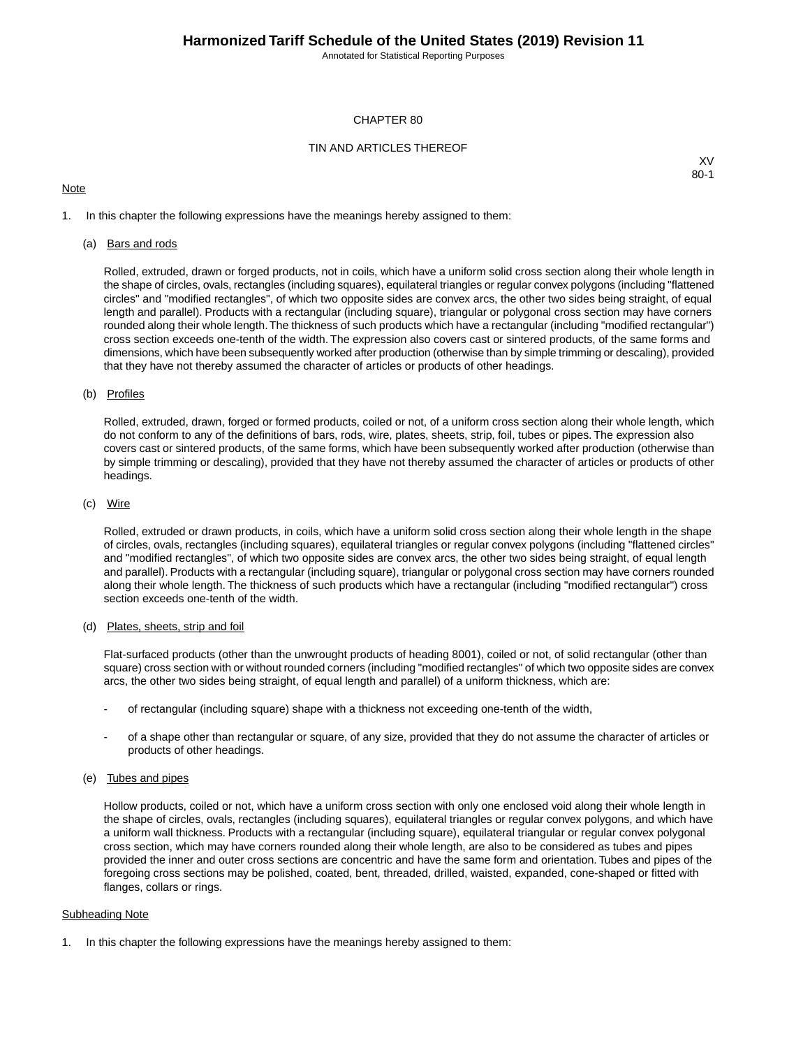# CHAPTER 80

## TIN AND ARTICLES THEREOF

XV
80-1

Note

1. In this chapter the following expressions have the meanings hereby assigned to them:

   (a) Bars and rods

   Rolled, extruded, drawn or forged products, not in coils, which have a uniform solid cross section along their whole length in the shape of circles, ovals, rectangles (including squares), equilateral triangles or regular convex polygons (including "flattened circles" and "modified rectangles", of which two opposite sides are convex arcs, the other two sides being straight, of equal length and parallel). Products with a rectangular (including square), triangular or polygonal cross section may have corners rounded along their whole length. The thickness of such products which have a rectangular (including "modified rectangular") cross section exceeds one-tenth of the width. The expression also covers cast or sintered products, of the same forms and dimensions, which have been subsequently worked after production (otherwise than by simple trimming or descaling), provided that they have not thereby assumed the character of articles or products of other headings.

   (b) Profiles

   Rolled, extruded, drawn, forged or formed products, coiled or not, of a uniform cross section along their whole length, which do not conform to any of the definitions of bars, rods, wire, plates, sheets, strip, foil, tubes or pipes. The expression also covers cast or sintered products, of the same forms, which have been subsequently worked after production (otherwise than by simple trimming or descaling), provided that they have not thereby assumed the character of articles or products of other headings.

   (c) Wire

   Rolled, extruded or drawn products, in coils, which have a uniform solid cross section along their whole length in the shape of circles, ovals, rectangles (including squares), equilateral triangles or regular convex polygons (including "flattened circles" and "modified rectangles", of which two opposite sides are convex arcs, the other two sides being straight, of equal length and parallel). Products with a rectangular (including square), triangular or polygonal cross section may have corners rounded along their whole length. The thickness of such products which have a rectangular (including "modified rectangular") cross section exceeds one-tenth of the width.

   (d) Plates, sheets, strip and foil

   Flat-surfaced products (other than the unwrought products of heading 8001), coiled or not, of solid rectangular (other than square) cross section with or without rounded corners (including "modified rectangles" of which two opposite sides are convex arcs, the other two sides being straight, of equal length and parallel) of a uniform thickness, which are:

   - of rectangular (including square) shape with a thickness not exceeding one-tenth of the width,
   - of a shape other than rectangular or square, of any size, provided that they do not assume the character of articles or products of other headings.

   (e) Tubes and pipes

   Hollow products, coiled or not, which have a uniform cross section with only one enclosed void along their whole length in the shape of circles, ovals, rectangles (including squares), equilateral triangles or regular convex polygons, and which have a uniform wall thickness. Products with a rectangular (including square), equilateral triangular or regular convex polygonal cross section, which may have corners rounded along their whole length, are also to be considered as tubes and pipes provided the inner and outer cross sections are concentric and have the same form and orientation. Tubes and pipes of the foregoing cross sections may be polished, coated, bent, threaded, drilled, waisted, expanded, cone-shaped or fitted with flanges, collars or rings.

Subheading Note

1. In this chapter the following expressions have the meanings hereby assigned to them: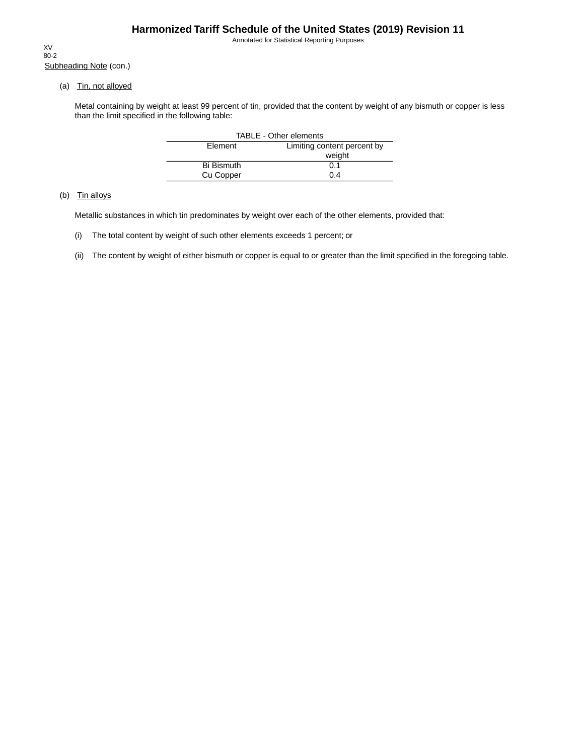Subheading Note (con.)

(a) Tin, not alloyed

Metal containing by weight at least 99 percent of tin, provided that the content by weight of any bismuth or copper is less than the limit specified in the following table:

TABLE - Other elements

| Element | Limiting content percent by weight |
|---|---|
| Bi Bismuth | 0.1 |
| Cu Copper | 0.4 |

(b) Tin alloys

Metallic substances in which tin predominates by weight over each of the other elements, provided that:

(i) The total content by weight of such other elements exceeds 1 percent; or

(ii) The content by weight of either bismuth or copper is equal to or greater than the limit specified in the foregoing table.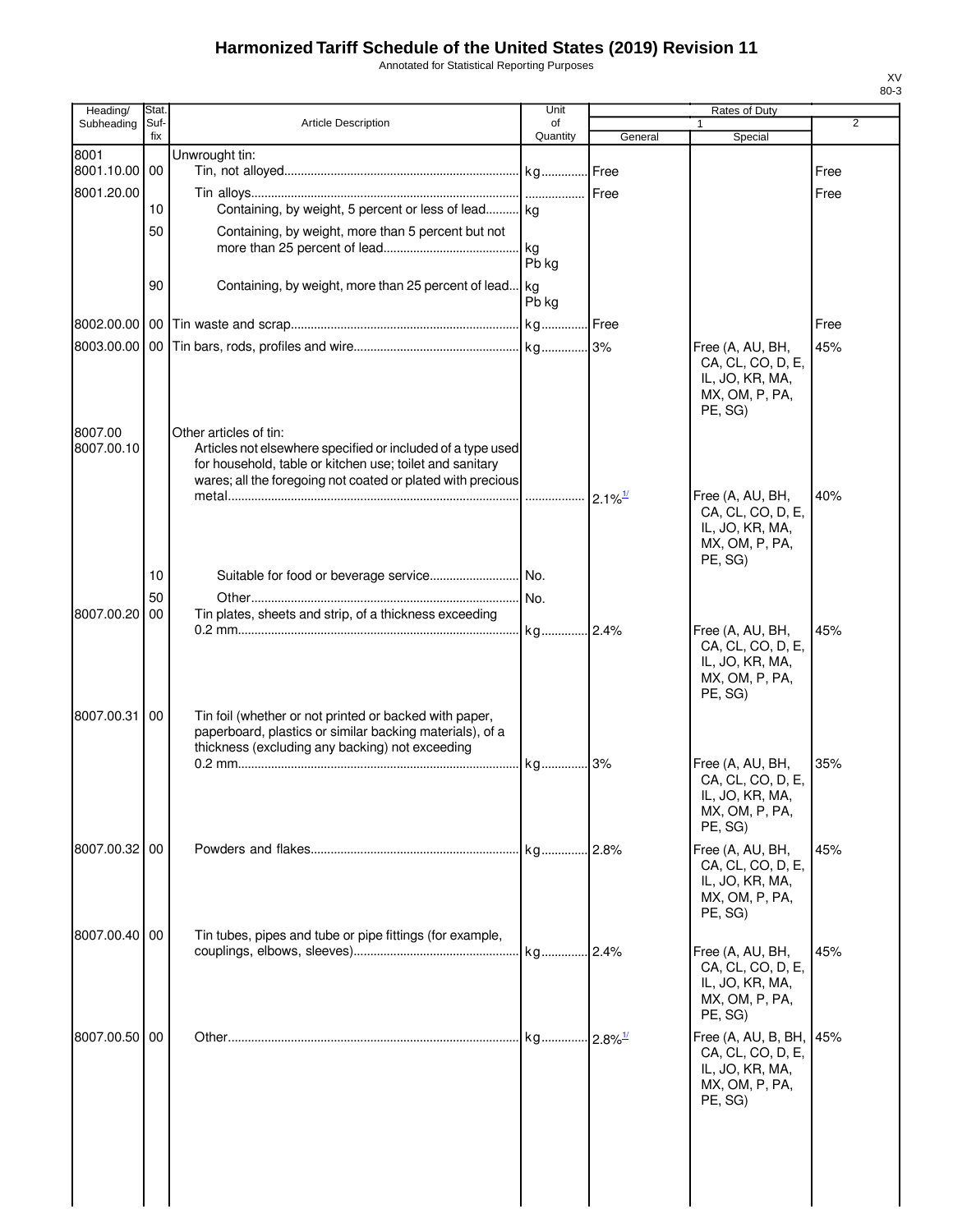# Harmonized Tariff Schedule of the United States (2019) Revision 11

Annotated for Statistical Reporting Purposes

| Heading/ Subheading | Stat. Suf- fix | Article Description | Unit of Quantity | Rates of Duty 1 General | Rates of Duty 1 Special | Rates of Duty 2 |
|---|---|---|---|---|---|---|
| 8001 | | Unwrought tin: | | | | |
| 8001.10.00 | 00 | Tin, not alloyed | kg | Free | | Free |
| 8001.20.00 | | Tin alloys | | Free | | Free |
| | 10 | Containing, by weight, 5 percent or less of lead | kg | | | |
| | 50 | Containing, by weight, more than 5 percent but not more than 25 percent of lead | kg Pb kg | | | |
| | 90 | Containing, by weight, more than 25 percent of lead | kg Pb kg | | | |
| 8002.00.00 | 00 | Tin waste and scrap | kg | Free | | Free |
| 8003.00.00 | 00 | Tin bars, rods, profiles and wire | kg | 3% | Free (A, AU, BH, CA, CL, CO, D, E, IL, JO, KR, MA, MX, OM, P, PA, PE, SG) | 45% |
| 8007.00 | | Other articles of tin: | | | | |
| 8007.00.10 | | Articles not elsewhere specified or included of a type used for household, table or kitchen use; toilet and sanitary wares; all the foregoing not coated or plated with precious metal | | 2.1%[1/] | Free (A, AU, BH, CA, CL, CO, D, E, IL, JO, KR, MA, MX, OM, P, PA, PE, SG) | 40% |
| | 10 | Suitable for food or beverage service | No. | | | |
| | 50 | Other | No. | | | |
| 8007.00.20 | 00 | Tin plates, sheets and strip, of a thickness exceeding 0.2 mm | kg | 2.4% | Free (A, AU, BH, CA, CL, CO, D, E, IL, JO, KR, MA, MX, OM, P, PA, PE, SG) | 45% |
| 8007.00.31 | 00 | Tin foil (whether or not printed or backed with paper, paperboard, plastics or similar backing materials), of a thickness (excluding any backing) not exceeding 0.2 mm | kg | 3% | Free (A, AU, BH, CA, CL, CO, D, E, IL, JO, KR, MA, MX, OM, P, PA, PE, SG) | 35% |
| 8007.00.32 | 00 | Powders and flakes | kg | 2.8% | Free (A, AU, BH, CA, CL, CO, D, E, IL, JO, KR, MA, MX, OM, P, PA, PE, SG) | 45% |
| 8007.00.40 | 00 | Tin tubes, pipes and tube or pipe fittings (for example, couplings, elbows, sleeves) | kg | 2.4% | Free (A, AU, BH, CA, CL, CO, D, E, IL, JO, KR, MA, MX, OM, P, PA, PE, SG) | 45% |
| 8007.00.50 | 00 | Other | kg | 2.8%[1/] | Free (A, AU, B, BH, CA, CL, CO, D, E, IL, JO, KR, MA, MX, OM, P, PA, PE, SG) | 45% |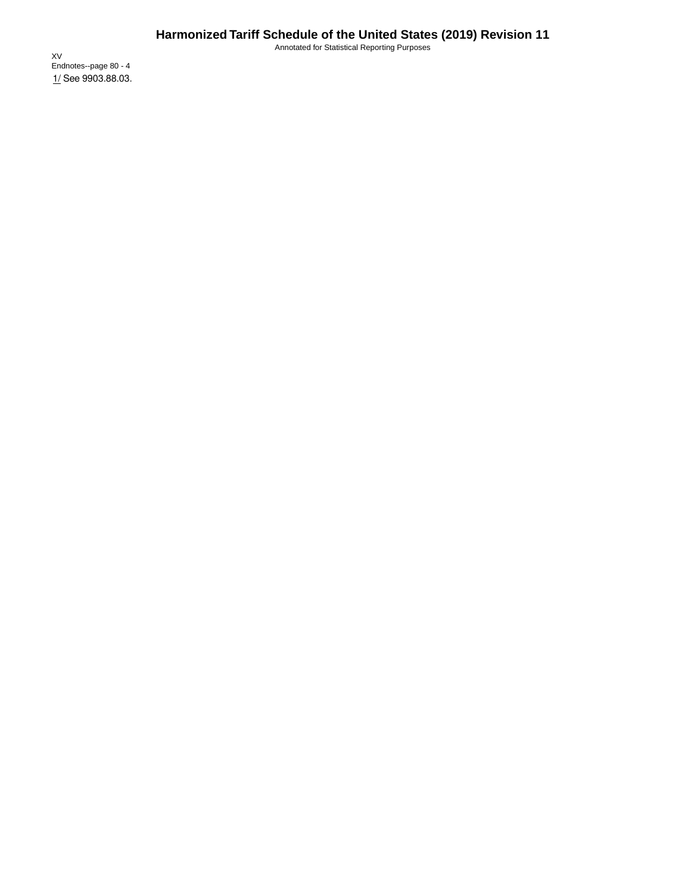1/ See 9903.88.03.